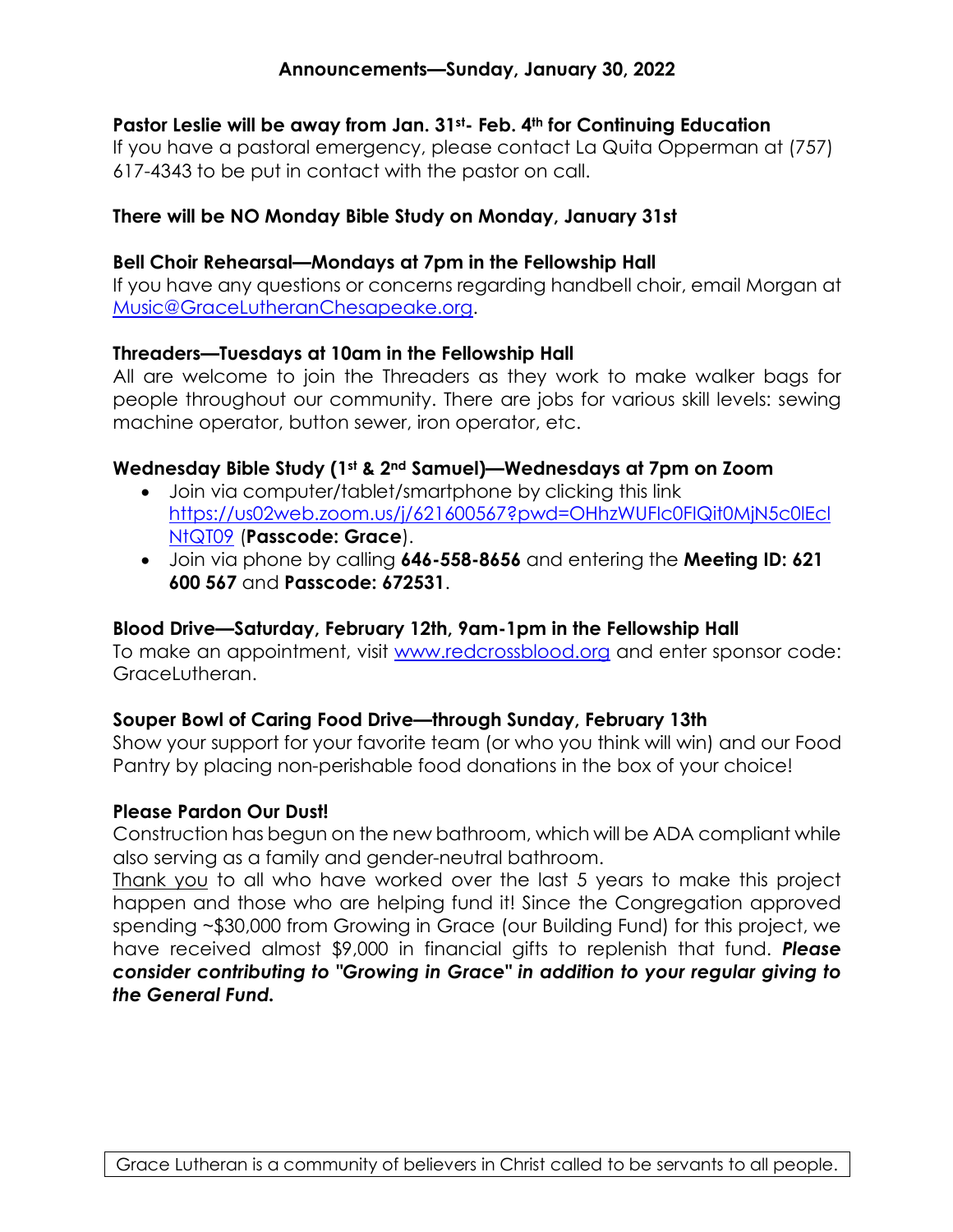## Announcements—Sunday, January 30, 2022

**Pastor Leslie will be away from Jan. 31st- Feb. 4th for Continuing Education**
If you have a pastoral emergency, please contact La Quita Opperman at (757) 617-4343 to be put in contact with the pastor on call.

**There will be NO Monday Bible Study on Monday, January 31st**

**Bell Choir Rehearsal—Mondays at 7pm in the Fellowship Hall**
If you have any questions or concerns regarding handbell choir, email Morgan at Music@GraceLutheranChesapeake.org.

**Threaders—Tuesdays at 10am in the Fellowship Hall**
All are welcome to join the Threaders as they work to make walker bags for people throughout our community. There are jobs for various skill levels: sewing machine operator, button sewer, iron operator, etc.

**Wednesday Bible Study (1st & 2nd Samuel)—Wednesdays at 7pm on Zoom**

- Join via computer/tablet/smartphone by clicking this link https://us02web.zoom.us/j/621600567?pwd=OHhzWUFIc0FIQit0MjN5c0lEclNtQT09 (**Passcode: Grace**).
- Join via phone by calling **646-558-8656** and entering the **Meeting ID: 621 600 567** and **Passcode: 672531**.

**Blood Drive—Saturday, February 12th, 9am-1pm in the Fellowship Hall**
To make an appointment, visit www.redcrossblood.org and enter sponsor code: GraceLutheran.

**Souper Bowl of Caring Food Drive—through Sunday, February 13th**
Show your support for your favorite team (or who you think will win) and our Food Pantry by placing non-perishable food donations in the box of your choice!

**Please Pardon Our Dust!**
Construction has begun on the new bathroom, which will be ADA compliant while also serving as a family and gender-neutral bathroom.
Thank you to all who have worked over the last 5 years to make this project happen and those who are helping fund it! Since the Congregation approved spending ~$30,000 from Growing in Grace (our Building Fund) for this project, we have received almost $9,000 in financial gifts to replenish that fund. ***Please consider contributing to "Growing in Grace" in addition to your regular giving to the General Fund.***

Grace Lutheran is a community of believers in Christ called to be servants to all people.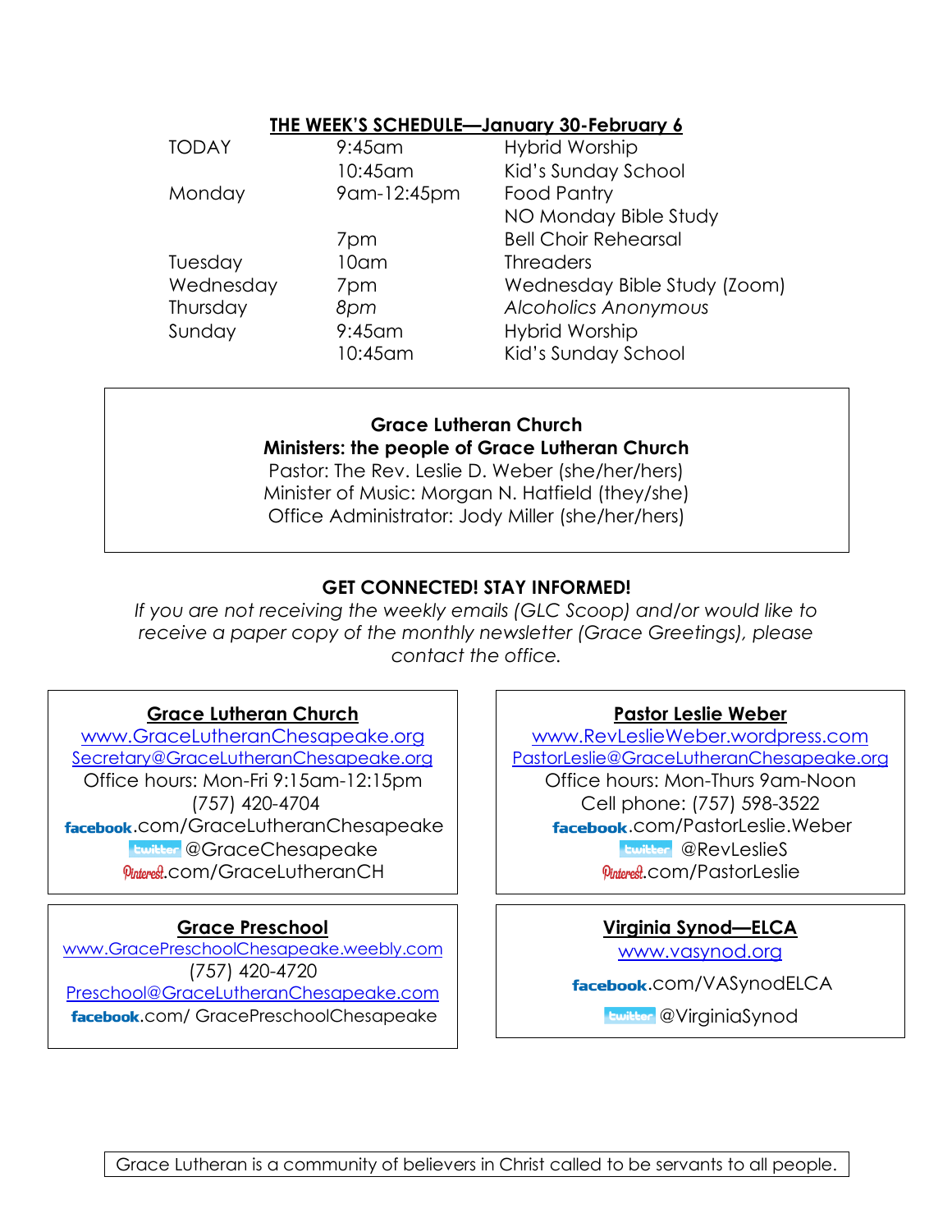## THE WEEK'S SCHEDULE—January 30-February 6

| | | |
|---|---|---|
| TODAY | 9:45am | Hybrid Worship |
| | 10:45am | Kid's Sunday School |
| Monday | 9am-12:45pm | Food Pantry |
| | | NO Monday Bible Study |
| | 7pm | Bell Choir Rehearsal |
| Tuesday | 10am | Threaders |
| Wednesday | 7pm | Wednesday Bible Study (Zoom) |
| Thursday | *8pm* | *Alcoholics Anonymous* |
| Sunday | 9:45am | Hybrid Worship |
| | 10:45am | Kid's Sunday School |

**Grace Lutheran Church**
**Ministers: the people of Grace Lutheran Church**
Pastor: The Rev. Leslie D. Weber (she/her/hers)
Minister of Music: Morgan N. Hatfield (they/she)
Office Administrator: Jody Miller (she/her/hers)

**GET CONNECTED! STAY INFORMED!**

*If you are not receiving the weekly emails (GLC Scoop) and/or would like to receive a paper copy of the monthly newsletter (Grace Greetings), please contact the office.*

**Grace Lutheran Church**
www.GraceLutheranChesapeake.org
Secretary@GraceLutheranChesapeake.org
Office hours: Mon-Fri 9:15am-12:15pm
(757) 420-4704
facebook.com/GraceLutheranChesapeake
twitter @GraceChesapeake
Pinterest.com/GraceLutheranCH

**Pastor Leslie Weber**
www.RevLeslieWeber.wordpress.com
PastorLeslie@GraceLutheranChesapeake.org
Office hours: Mon-Thurs 9am-Noon
Cell phone: (757) 598-3522
facebook.com/PastorLeslie.Weber
twitter @RevLeslieS
Pinterest.com/PastorLeslie

**Grace Preschool**
www.GracePreschoolChesapeake.weebly.com
(757) 420-4720
Preschool@GraceLutheranChesapeake.com
facebook.com/ GracePreschoolChesapeake

**Virginia Synod—ELCA**
www.vasynod.org
facebook.com/VASynodELCA
twitter @VirginiaSynod

Grace Lutheran is a community of believers in Christ called to be servants to all people.